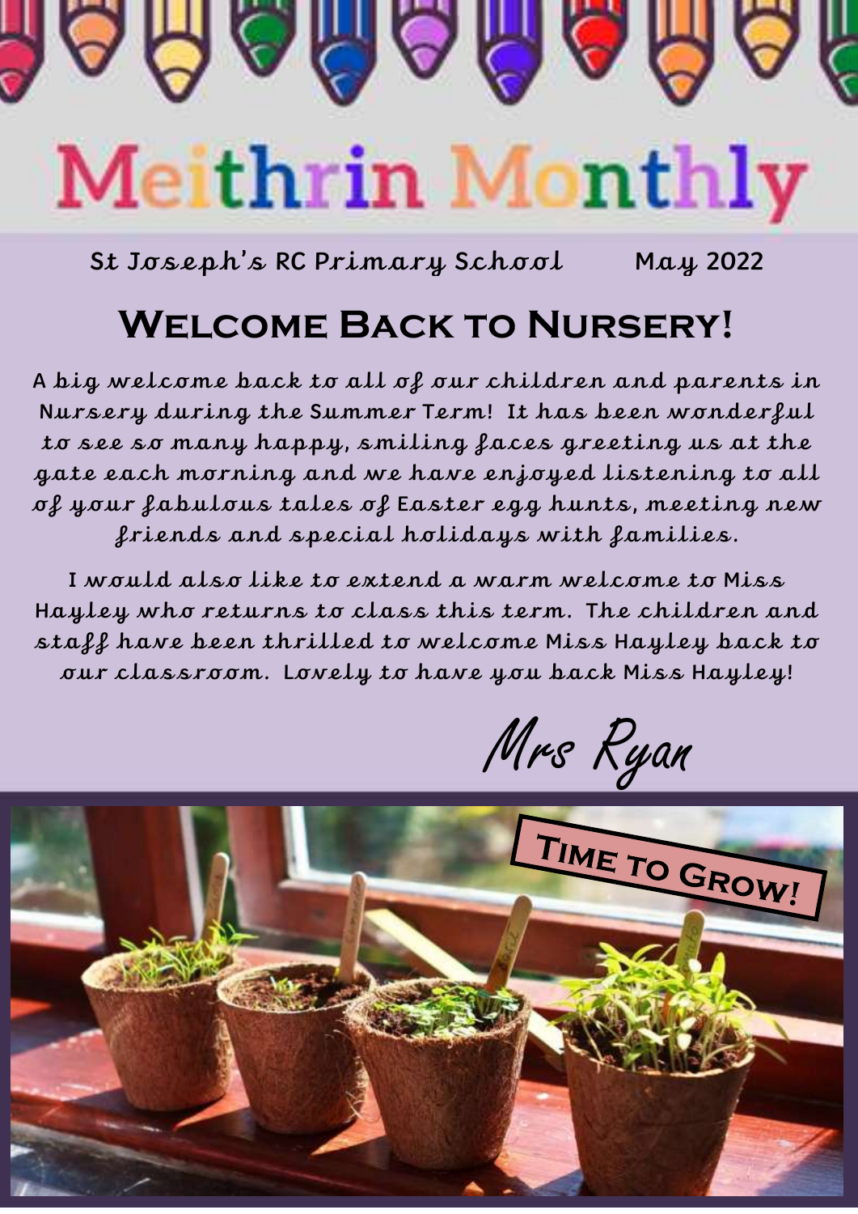# Meithrin Monthly

St Joseph's RC Primary School May 2022

## Welcome Back to Nursery!

A big welcome back to all of our children and parents in Nursery during the Summer Term! It has been wonderful to see so many happy, smiling faces greeting us at the gate each morning and we have enjoyed listening to all of your fabulous tales of Easter egg hunts, meeting new friends and special holidays with families.

I would also like to extend a warm welcome to Miss Hayley who returns to class this term. The children and staff have been thrilled to welcome Miss Hayley back to our classroom. Lovely to have you back Miss Hayley!

*Mrs Ryan*

## Time to Grow!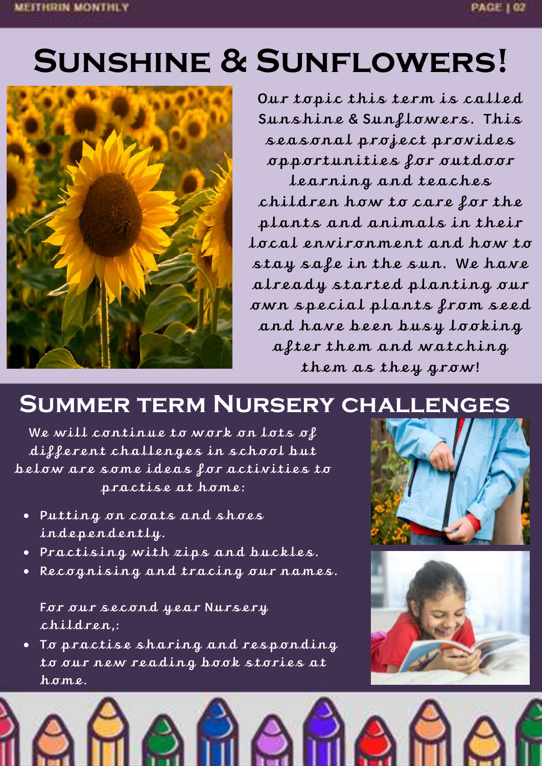# Sunshine & Sunflowers!

Our topic this term is called Sunshine & Sunflowers. This seasonal project provides opportunities for outdoor learning and teaches children how to care for the plants and animals in their local environment and how to stay safe in the sun. We have already started planting our own special plants from seed and have been busy looking after them and watching them as they grow!

## Summer term Nursery challenges

We will continue to work on lots of different challenges in school but below are some ideas for activities to practise at home:

- Putting on coats and shoes independently.
- Practising with zips and buckles.
- Recognising and tracing our names.

For our second year Nursery children,:

- To practise sharing and responding to our new reading book stories at home.